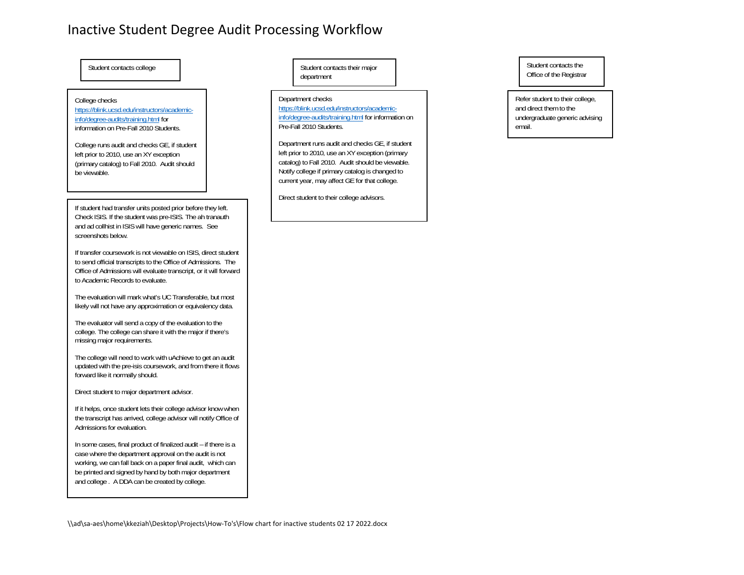# Inactive Student Degree Audit Processing Workflow

## Student contacts college

College checks https://blink.ucsd.edu/instructors/academic-info/degree-audits/training.html for information on Pre-Fall 2010 Students.

College runs audit and checks GE, if student left prior to 2010, use an XY exception (primary catalog) to Fall 2010. Audit should be viewable.

If student had transfer units posted prior before they left. Check ISIS. If the student was pre-ISIS. The ah tranauth and ad collhist in ISIS will have generic names. See screenshots below.

If transfer coursework is not viewable on ISIS, direct student to send official transcripts to the Office of Admissions. The Office of Admissions will evaluate transcript, or it will forward to Academic Records to evaluate.

The evaluation will mark what's UC Transferable, but most likely will not have any approximation or equivalency data.

The evaluator will send a copy of the evaluation to the college. The college can share it with the major if there's missing major requirements.

The college will need to work with uAchieve to get an audit updated with the pre-isis coursework, and from there it flows forward like it normally should.

Direct student to major department advisor.

If it helps, once student lets their college advisor know when the transcript has arrived, college advisor will notify Office of Admissions for evaluation.

In some cases, final product of finalized audit – if there is a case where the department approval on the audit is not working, we can fall back on a paper final audit, which can be printed and signed by hand by both major department and college . A DDA can be created by college.

## Student contacts their major department

Department checks https://blink.ucsd.edu/instructors/academic-info/degree-audits/training.html for information on Pre-Fall 2010 Students.

Department runs audit and checks GE, if student left prior to 2010, use an XY exception (primary catalog) to Fall 2010. Audit should be viewable. Notify college if primary catalog is changed to current year, may affect GE for that college.

Direct student to their college advisors.

## Student contacts the Office of the Registrar

Refer student to their college, and direct them to the undergraduate generic advising email.

\\ad\sa-aes\home\kkeziah\Desktop\Projects\How-To's\Flow chart for inactive students 02 17 2022.docx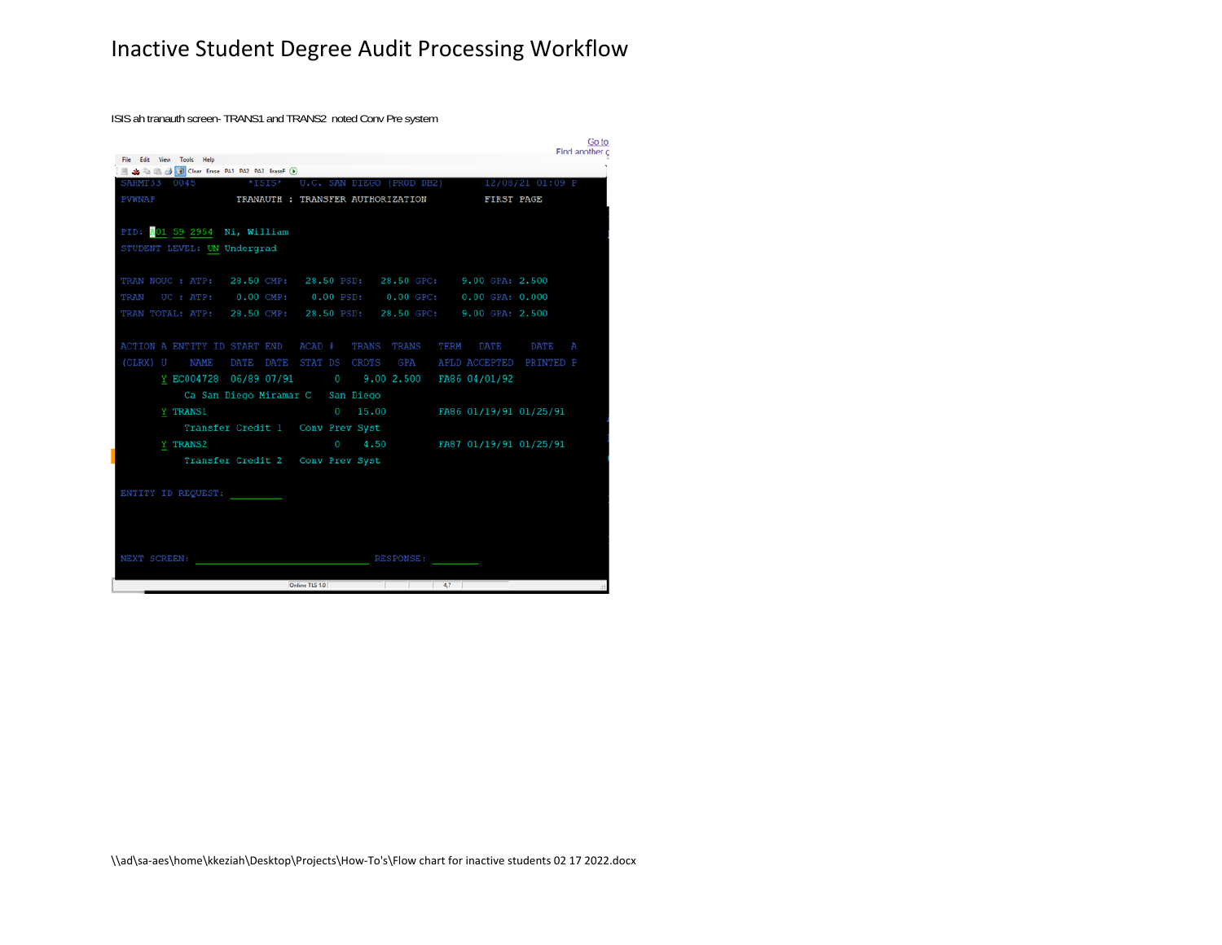ISIS ah tranauth screen- TRANS1 and TRANS2 noted Conv Pre system

```
SAHMT33  0045          *ISIS*   U.C. SAN DIEGO (PROD DB2)        12/08/21 01:09 P
PVWNAP              TRANAUTH : TRANSFER AUTHORIZATION          FIRST PAGE

PID: A01 59 2954  Ni, William
STUDENT LEVEL: UN Undergrad

TRAN NOUC : ATP:   28.50 CMP:   28.50 PSD:   28.50 GPC:    9.00 GPA: 2.500
TRAN   UC : ATP:    0.00 CMP:    0.00 PSD:    0.00 GPC:    0.00 GPA: 0.000
TRAN TOTAL: ATP:   28.50 CMP:   28.50 PSD:   28.50 GPC:    9.00 GPA: 2.500

ACTION A ENTITY ID START END   ACAD #   TRANS  TRANS   TERM  DATE     DATE   A
(CLRX) U    NAME   DATE  DATE  STAT DS  CRDTS   GPA    APLD ACCEPTED PRINTED P
       Y EC004728  06/89 07/91       0    9.00 2.500   FA86 04/01/92
           Ca San Diego Miramar C   San Diego
       Y TRANS1                      0   15.00         FA86 01/19/91 01/25/91
           Transfer Credit 1   Conv Prev Syst
       Y TRANS2                      0    4.50         FA87 01/19/91 01/25/91
           Transfer Credit 2   Conv Prev Syst

ENTITY ID REQUEST: ________


NEXT SCREEN: ______________________________ RESPONSE: ________
```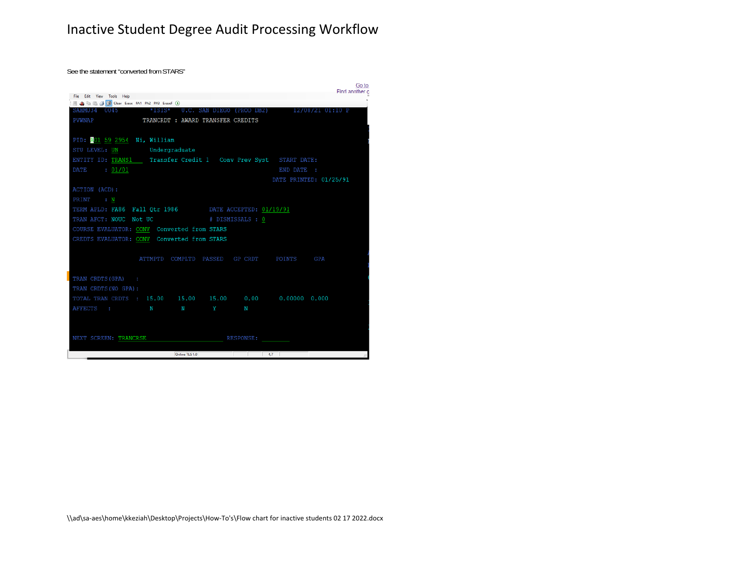# Inactive Student Degree Audit Processing Workflow

See the statement "converted from STARS"

Go to
Find another

File Edit View Tools Help

Clear Erase PA1 PA2 PA3 EraseF

```
SAHMU34  0045         *ISIS*   U.C. SAN DIEGO (PROD DB2)        12/08/21 01:10 P
PVWNAP              TRANCRDT : AWARD TRANSFER CREDITS

PID: A01 59 2954  Ni, William
STU LEVEL: UN         Undergraduate
ENTITY ID: TRANS1     Transfer Credit 1   Conv Prev Syst   START DATE:
DATE     : 01/01                                          END DATE  :
                                                        DATE PRINTED: 01/25/91
ACTION (ACD):
PRINT    : N
TERM APLD: FA86  Fall Qtr 1986          DATE ACCEPTED: 01/19/91
TRAN AFCT: NOUC  Not UC                 # DISMISSALS : 0
COURSE EVALUATOR: CONV  Converted from STARS
CREDTS EVALUATOR: CONV  Converted from STARS

                   ATTMPTD  COMPLTD  PASSED   GP CRDT     POINTS    GPA

TRAN CRDTS(GPA)   :
TRAN CRDTS(NO GPA):
TOTAL TRAN CRDTS  :  15.00    15.00    15.00    0.00      0.00000  0.000
AFFECTS   :            N        N        Y        N


NEXT SCREEN: TRANCRSE                           RESPONSE:
```

Online TLS 1.0    4,7

\\ad\sa-aes\home\kkeziah\Desktop\Projects\How-To's\Flow chart for inactive students 02 17 2022.docx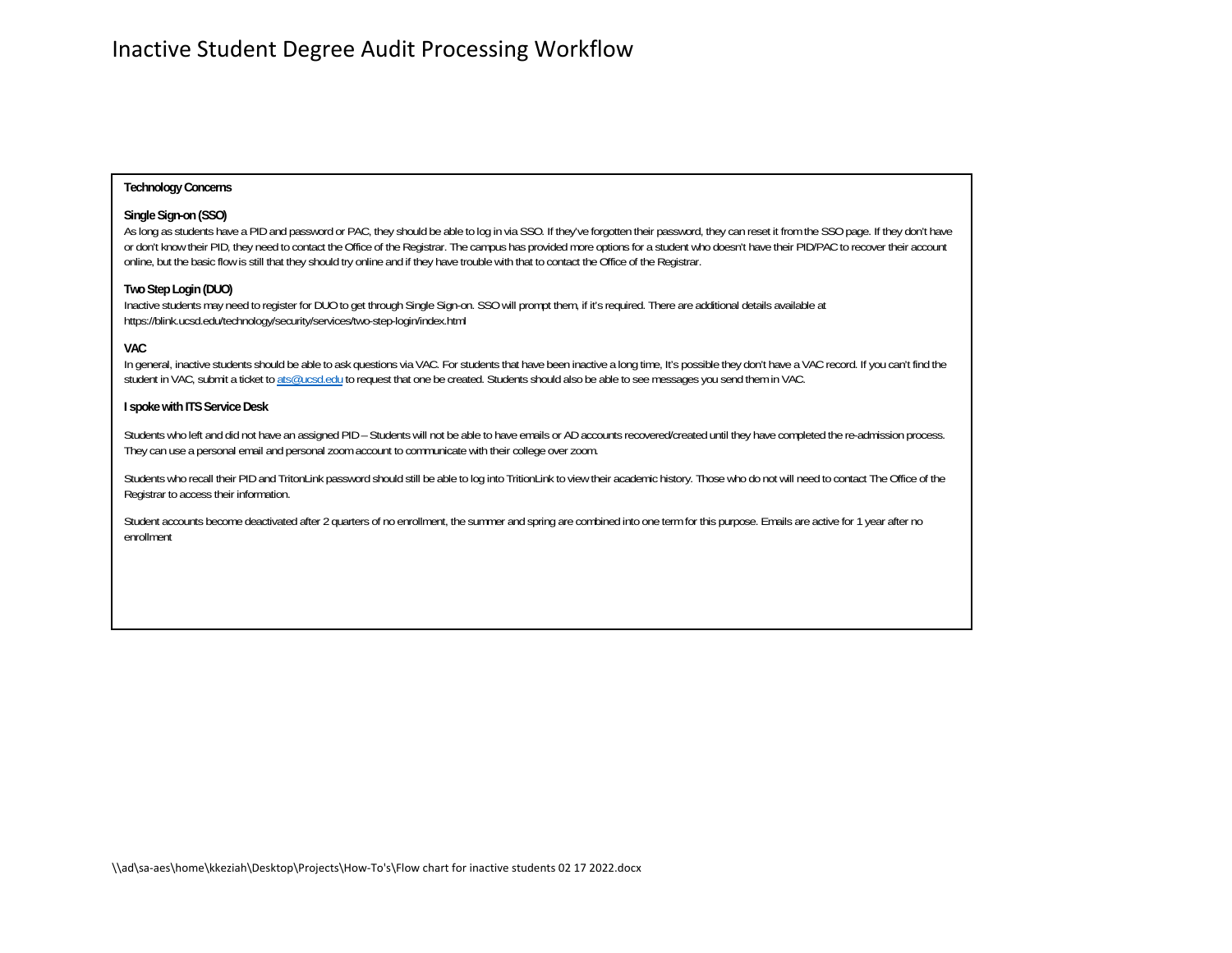# Inactive Student Degree Audit Processing Workflow

**Technology Concerns**

**Single Sign-on (SSO)**

As long as students have a PID and password or PAC, they should be able to log in via SSO. If they've forgotten their password, they can reset it from the SSO page. If they don't have or don't know their PID, they need to contact the Office of the Registrar. The campus has provided more options for a student who doesn't have their PID/PAC to recover their account online, but the basic flow is still that they should try online and if they have trouble with that to contact the Office of the Registrar.

**Two Step Login (DUO)**

Inactive students may need to register for DUO to get through Single Sign-on. SSO will prompt them, if it's required. There are additional details available at https://blink.ucsd.edu/technology/security/services/two-step-login/index.html

**VAC**

In general, inactive students should be able to ask questions via VAC. For students that have been inactive a long time, It's possible they don't have a VAC record. If you can't find the student in VAC, submit a ticket to [ats@ucsd.edu](mailto:ats@ucsd.edu) to request that one be created. Students should also be able to see messages you send them in VAC.

**I spoke with ITS Service Desk**

Students who left and did not have an assigned PID – Students will not be able to have emails or AD accounts recovered/created until they have completed the re-admission process. They can use a personal email and personal zoom account to communicate with their college over zoom.

Students who recall their PID and TritonLink password should still be able to log into TritionLink to view their academic history. Those who do not will need to contact The Office of the Registrar to access their information.

Student accounts become deactivated after 2 quarters of no enrollment, the summer and spring are combined into one term for this purpose. Emails are active for 1 year after no enrollment

\\ad\sa-aes\home\kkeziah\Desktop\Projects\How-To's\Flow chart for inactive students 02 17 2022.docx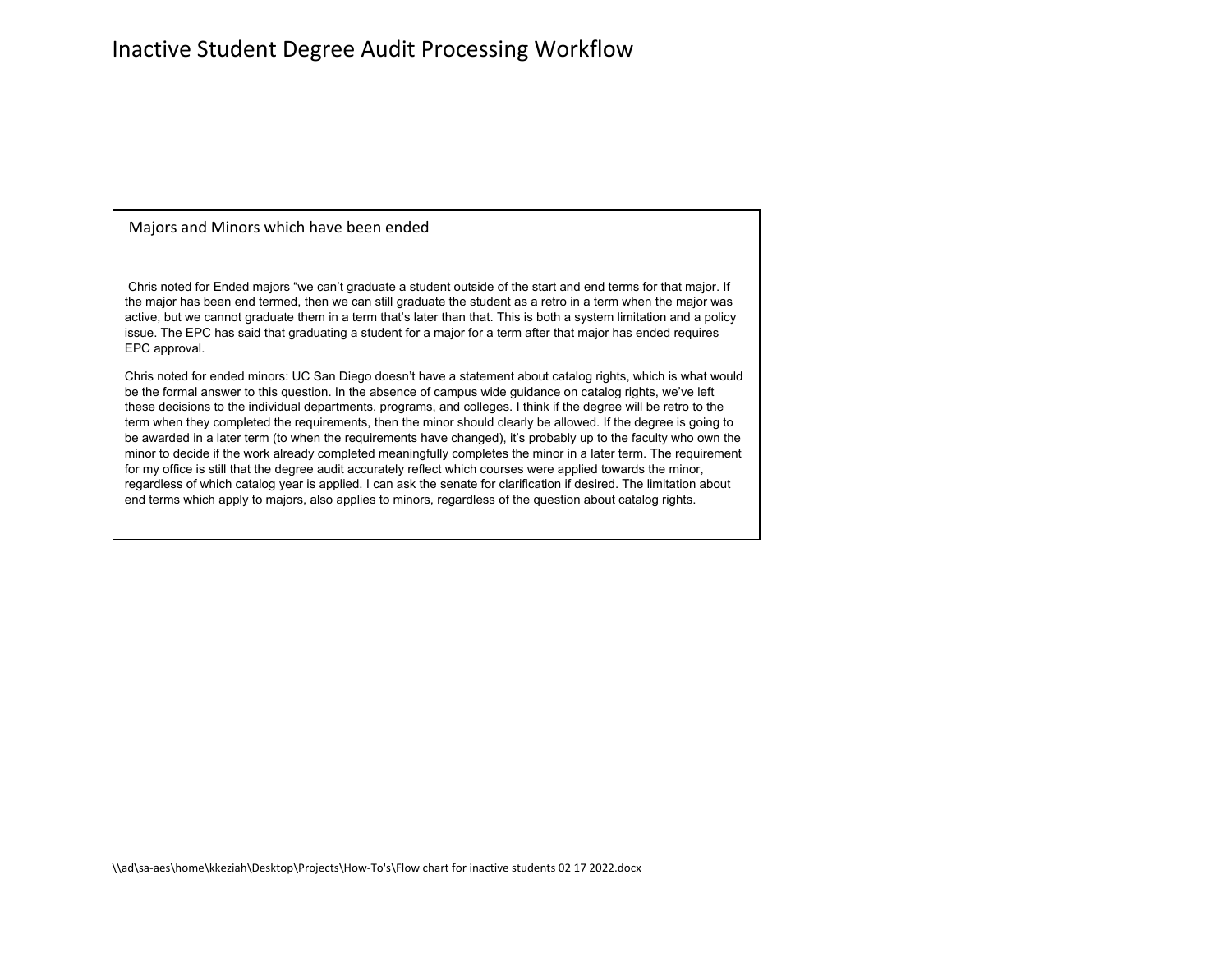# Inactive Student Degree Audit Processing Workflow

## Majors and Minors which have been ended

Chris noted for Ended majors "we can't graduate a student outside of the start and end terms for that major. If the major has been end termed, then we can still graduate the student as a retro in a term when the major was active, but we cannot graduate them in a term that's later than that. This is both a system limitation and a policy issue. The EPC has said that graduating a student for a major for a term after that major has ended requires EPC approval.

Chris noted for ended minors: UC San Diego doesn't have a statement about catalog rights, which is what would be the formal answer to this question. In the absence of campus wide guidance on catalog rights, we've left these decisions to the individual departments, programs, and colleges. I think if the degree will be retro to the term when they completed the requirements, then the minor should clearly be allowed. If the degree is going to be awarded in a later term (to when the requirements have changed), it's probably up to the faculty who own the minor to decide if the work already completed meaningfully completes the minor in a later term. The requirement for my office is still that the degree audit accurately reflect which courses were applied towards the minor, regardless of which catalog year is applied. I can ask the senate for clarification if desired. The limitation about end terms which apply to majors, also applies to minors, regardless of the question about catalog rights.

\\ad\sa-aes\home\kkeziah\Desktop\Projects\How-To's\Flow chart for inactive students 02 17 2022.docx